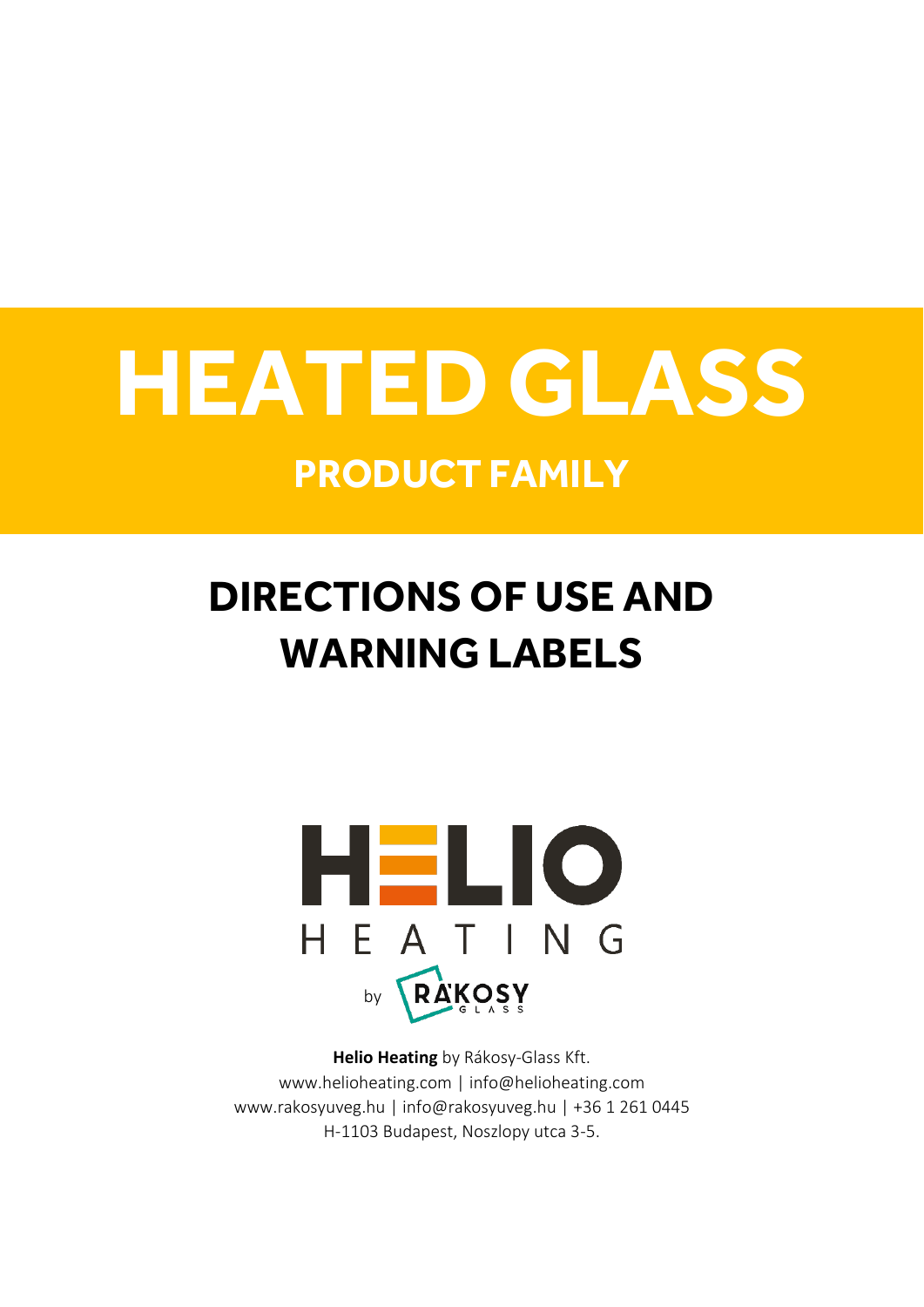# HEATED GLASS

## PRODUCT FAMILY

# DIRECTIONS OF USE AND WARNING LABELS

HELIO HEATING

by RÁKOSY GLASS

**Helio Heating** by Rákosy-Glass Kft.
www.helioheating.com | info@helioheating.com
www.rakosyuveg.hu | info@rakosyuveg.hu | +36 1 261 0445
H-1103 Budapest, Noszlopy utca 3-5.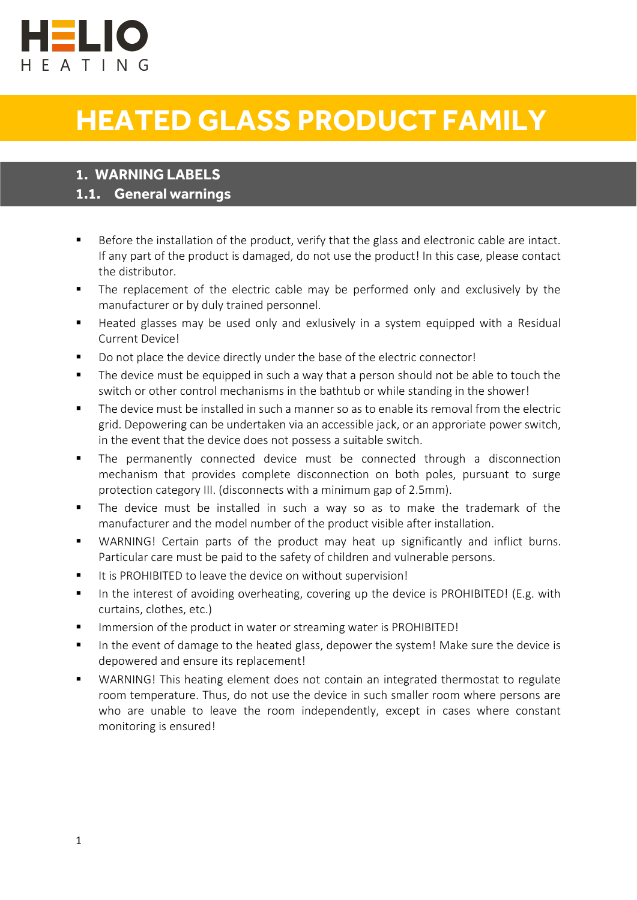HELIO

HEATING

# HEATED GLASS PRODUCT FAMILY

## 1. WARNING LABELS

### 1.1. General warnings

- Before the installation of the product, verify that the glass and electronic cable are intact. If any part of the product is damaged, do not use the product! In this case, please contact the distributor.
- The replacement of the electric cable may be performed only and exclusively by the manufacturer or by duly trained personnel.
- Heated glasses may be used only and exlusively in a system equipped with a Residual Current Device!
- Do not place the device directly under the base of the electric connector!
- The device must be equipped in such a way that a person should not be able to touch the switch or other control mechanisms in the bathtub or while standing in the shower!
- The device must be installed in such a manner so as to enable its removal from the electric grid. Depowering can be undertaken via an accessible jack, or an approriate power switch, in the event that the device does not possess a suitable switch.
- The permanently connected device must be connected through a disconnection mechanism that provides complete disconnection on both poles, pursuant to surge protection category III. (disconnects with a minimum gap of 2.5mm).
- The device must be installed in such a way so as to make the trademark of the manufacturer and the model number of the product visible after installation.
- WARNING! Certain parts of the product may heat up significantly and inflict burns. Particular care must be paid to the safety of children and vulnerable persons.
- It is PROHIBITED to leave the device on without supervision!
- In the interest of avoiding overheating, covering up the device is PROHIBITED! (E.g. with curtains, clothes, etc.)
- Immersion of the product in water or streaming water is PROHIBITED!
- In the event of damage to the heated glass, depower the system! Make sure the device is depowered and ensure its replacement!
- WARNING! This heating element does not contain an integrated thermostat to regulate room temperature. Thus, do not use the device in such smaller room where persons are who are unable to leave the room independently, except in cases where constant monitoring is ensured!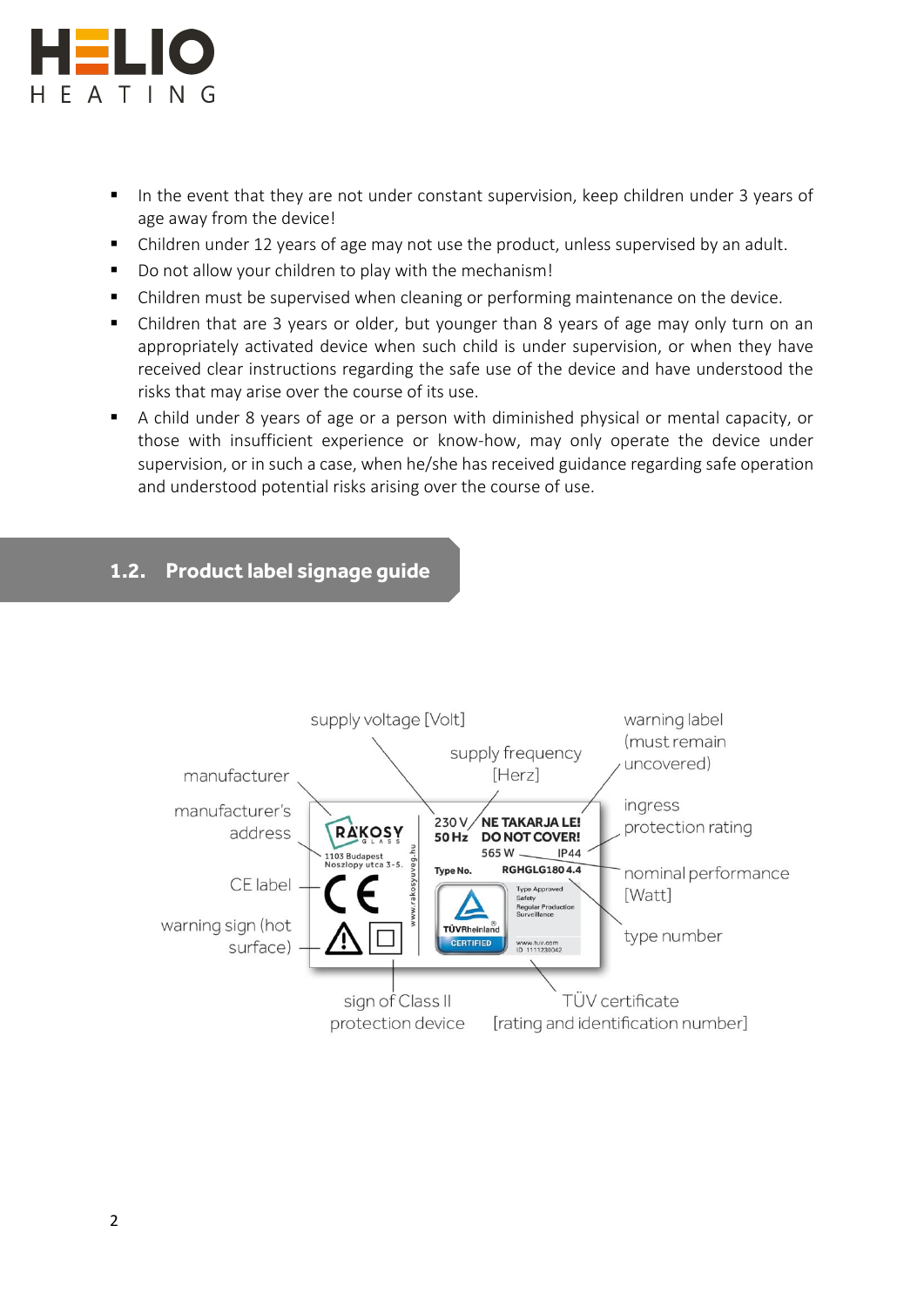- In the event that they are not under constant supervision, keep children under 3 years of age away from the device!
- Children under 12 years of age may not use the product, unless supervised by an adult.
- Do not allow your children to play with the mechanism!
- Children must be supervised when cleaning or performing maintenance on the device.
- Children that are 3 years or older, but younger than 8 years of age may only turn on an appropriately activated device when such child is under supervision, or when they have received clear instructions regarding the safe use of the device and have understood the risks that may arise over the course of its use.
- A child under 8 years of age or a person with diminished physical or mental capacity, or those with insufficient experience or know-how, may only operate the device under supervision, or in such a case, when he/she has received guidance regarding safe operation and understood potential risks arising over the course of use.

## 1.2. Product label signage guide

supply voltage [Volt]

supply frequency [Herz]

warning label (must remain uncovered)

manufacturer

manufacturer's address

ingress protection rating

CE label

nominal performance [Watt]

warning sign (hot surface)

type number

sign of Class II protection device

TÜV certificate [rating and identification number]

RÁKOSY GLASS
1103 Budapest
Noszlopy utca 3-5.
www.rakosyuveg.hu

230 V
50 Hz

NE TAKARJA LE!
DO NOT COVER!

565 W IP44

Type No. RGHGLG180 4.4

TÜVRheinland CERTIFIED
Type Approved
Safety
Regular Production Surveillance
www.tuv.com
ID 1111238042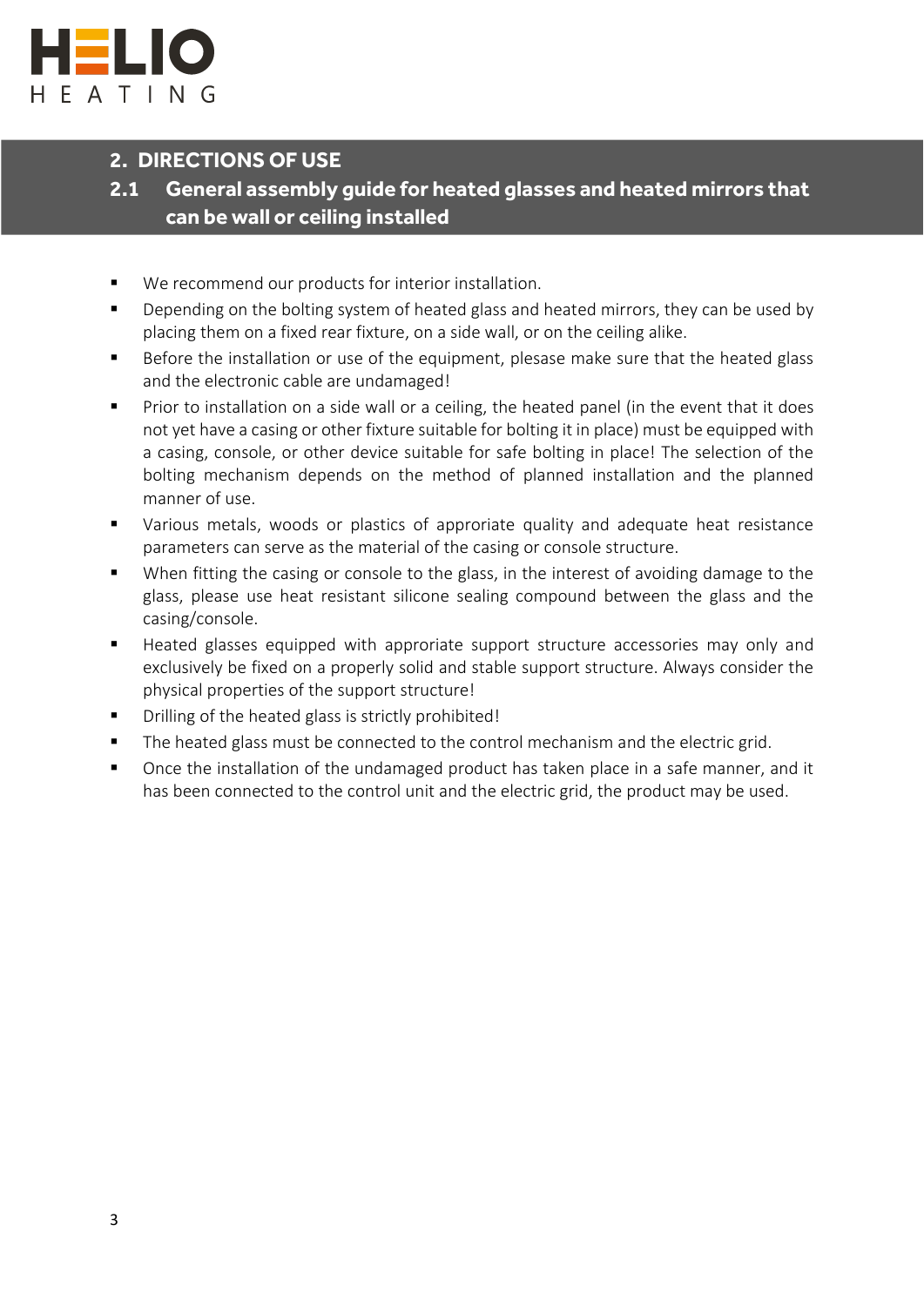## 2. DIRECTIONS OF USE

### 2.1 General assembly guide for heated glasses and heated mirrors that can be wall or ceiling installed

- We recommend our products for interior installation.
- Depending on the bolting system of heated glass and heated mirrors, they can be used by placing them on a fixed rear fixture, on a side wall, or on the ceiling alike.
- Before the installation or use of the equipment, plesase make sure that the heated glass and the electronic cable are undamaged!
- Prior to installation on a side wall or a ceiling, the heated panel (in the event that it does not yet have a casing or other fixture suitable for bolting it in place) must be equipped with a casing, console, or other device suitable for safe bolting in place! The selection of the bolting mechanism depends on the method of planned installation and the planned manner of use.
- Various metals, woods or plastics of approriate quality and adequate heat resistance parameters can serve as the material of the casing or console structure.
- When fitting the casing or console to the glass, in the interest of avoiding damage to the glass, please use heat resistant silicone sealing compound between the glass and the casing/console.
- Heated glasses equipped with approriate support structure accessories may only and exclusively be fixed on a properly solid and stable support structure. Always consider the physical properties of the support structure!
- Drilling of the heated glass is strictly prohibited!
- The heated glass must be connected to the control mechanism and the electric grid.
- Once the installation of the undamaged product has taken place in a safe manner, and it has been connected to the control unit and the electric grid, the product may be used.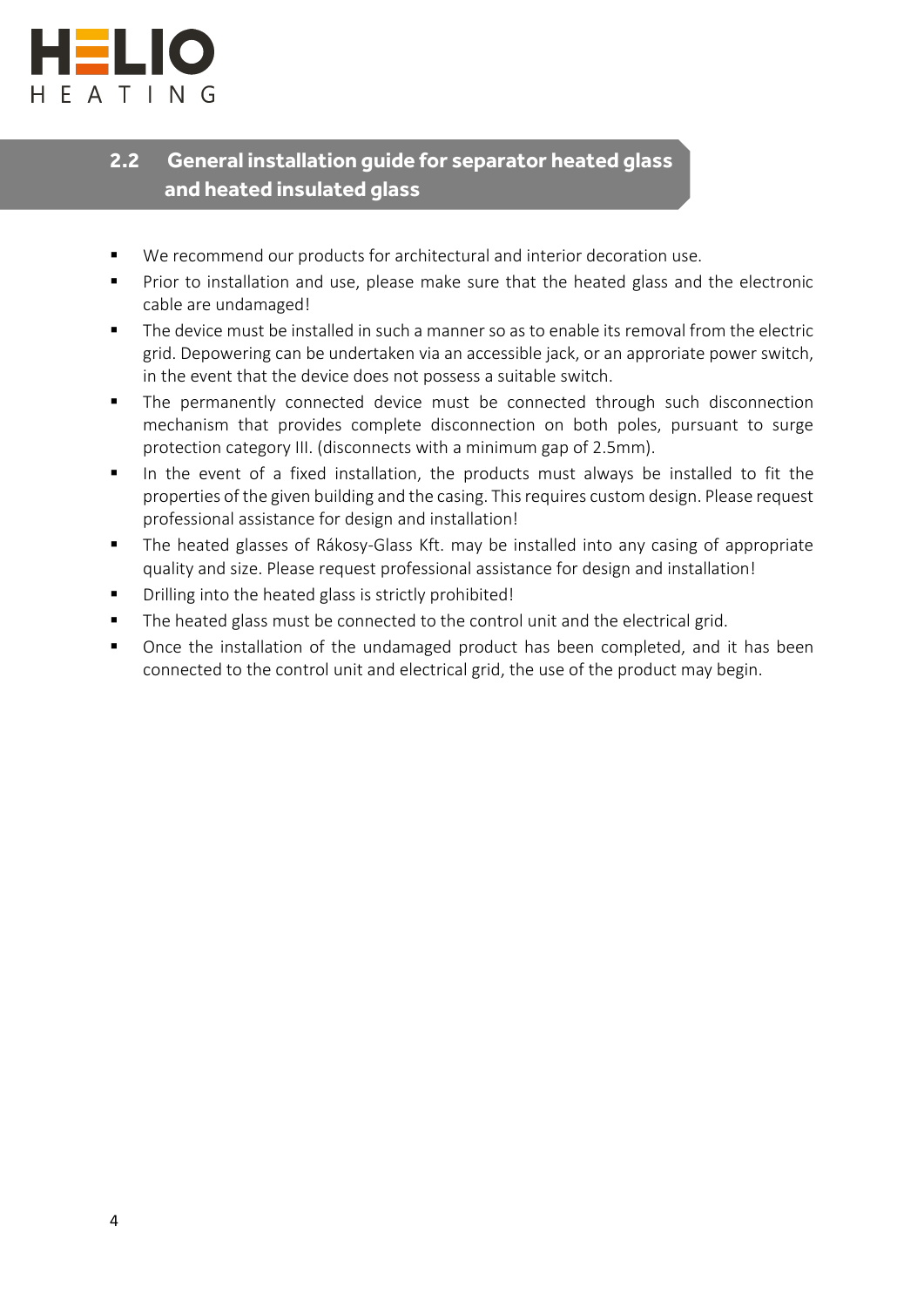## 2.2 General installation guide for separator heated glass and heated insulated glass

- We recommend our products for architectural and interior decoration use.
- Prior to installation and use, please make sure that the heated glass and the electronic cable are undamaged!
- The device must be installed in such a manner so as to enable its removal from the electric grid. Depowering can be undertaken via an accessible jack, or an approriate power switch, in the event that the device does not possess a suitable switch.
- The permanently connected device must be connected through such disconnection mechanism that provides complete disconnection on both poles, pursuant to surge protection category III. (disconnects with a minimum gap of 2.5mm).
- In the event of a fixed installation, the products must always be installed to fit the properties of the given building and the casing. This requires custom design. Please request professional assistance for design and installation!
- The heated glasses of Rákosy-Glass Kft. may be installed into any casing of appropriate quality and size. Please request professional assistance for design and installation!
- Drilling into the heated glass is strictly prohibited!
- The heated glass must be connected to the control unit and the electrical grid.
- Once the installation of the undamaged product has been completed, and it has been connected to the control unit and electrical grid, the use of the product may begin.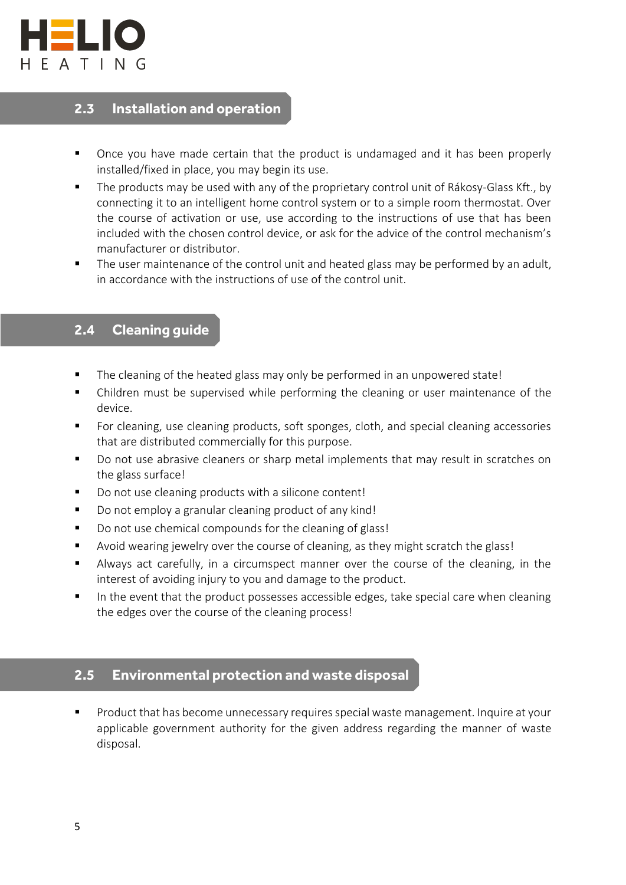## 2.3 Installation and operation

- Once you have made certain that the product is undamaged and it has been properly installed/fixed in place, you may begin its use.
- The products may be used with any of the proprietary control unit of Rákosy-Glass Kft., by connecting it to an intelligent home control system or to a simple room thermostat. Over the course of activation or use, use according to the instructions of use that has been included with the chosen control device, or ask for the advice of the control mechanism's manufacturer or distributor.
- The user maintenance of the control unit and heated glass may be performed by an adult, in accordance with the instructions of use of the control unit.

## 2.4 Cleaning guide

- The cleaning of the heated glass may only be performed in an unpowered state!
- Children must be supervised while performing the cleaning or user maintenance of the device.
- For cleaning, use cleaning products, soft sponges, cloth, and special cleaning accessories that are distributed commercially for this purpose.
- Do not use abrasive cleaners or sharp metal implements that may result in scratches on the glass surface!
- Do not use cleaning products with a silicone content!
- Do not employ a granular cleaning product of any kind!
- Do not use chemical compounds for the cleaning of glass!
- Avoid wearing jewelry over the course of cleaning, as they might scratch the glass!
- Always act carefully, in a circumspect manner over the course of the cleaning, in the interest of avoiding injury to you and damage to the product.
- In the event that the product possesses accessible edges, take special care when cleaning the edges over the course of the cleaning process!

## 2.5 Environmental protection and waste disposal

- Product that has become unnecessary requires special waste management. Inquire at your applicable government authority for the given address regarding the manner of waste disposal.